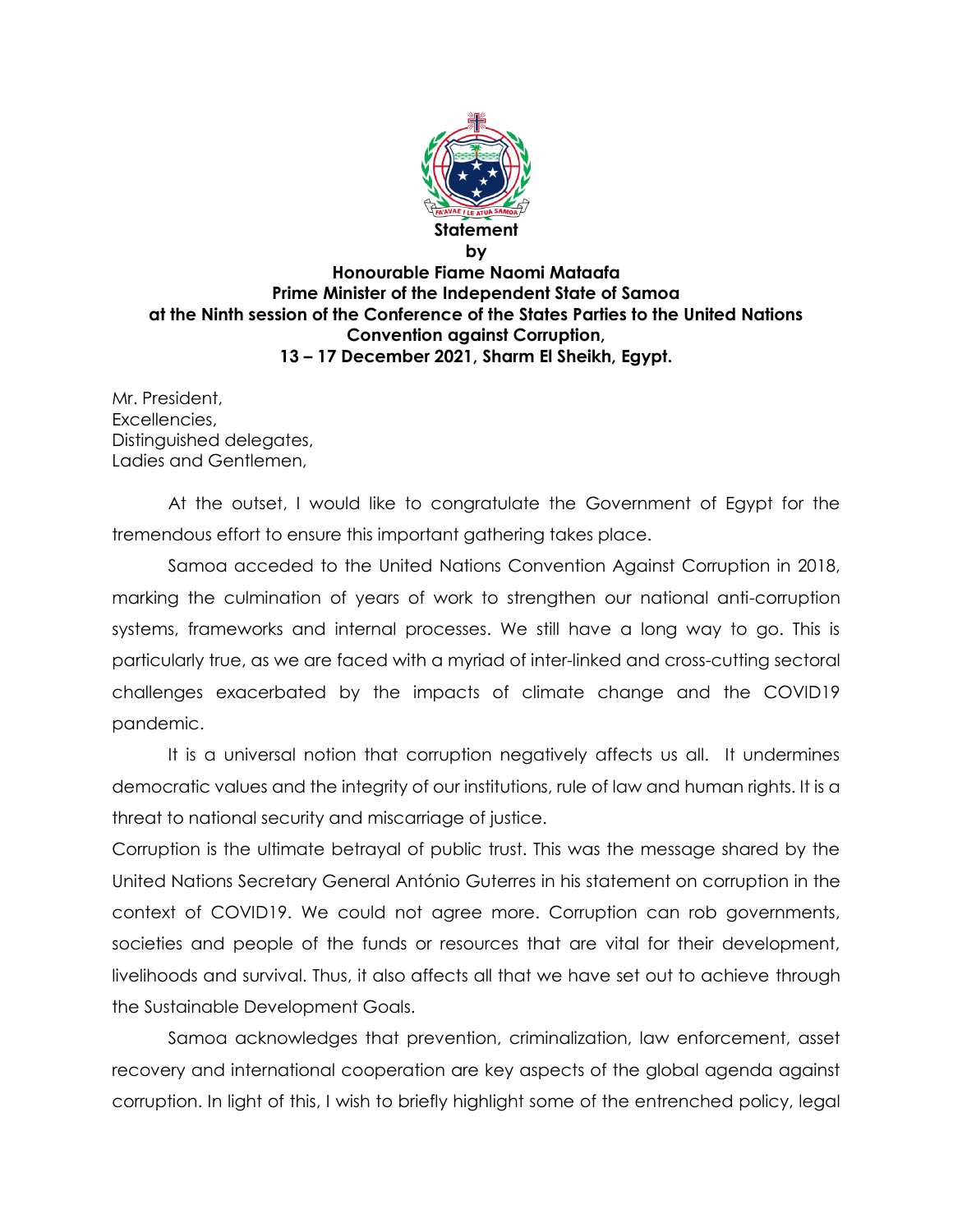**Statement**

**by**

**Honourable Fiame Naomi Mataafa**
**Prime Minister of the Independent State of Samoa**
**at the Ninth session of the Conference of the States Parties to the United Nations Convention against Corruption,**
**13 – 17 December 2021, Sharm El Sheikh, Egypt.**

Mr. President,
Excellencies,
Distinguished delegates,
Ladies and Gentlemen,

At the outset, I would like to congratulate the Government of Egypt for the tremendous effort to ensure this important gathering takes place.

Samoa acceded to the United Nations Convention Against Corruption in 2018, marking the culmination of years of work to strengthen our national anti-corruption systems, frameworks and internal processes. We still have a long way to go. This is particularly true, as we are faced with a myriad of inter-linked and cross-cutting sectoral challenges exacerbated by the impacts of climate change and the COVID19 pandemic.

It is a universal notion that corruption negatively affects us all. It undermines democratic values and the integrity of our institutions, rule of law and human rights. It is a threat to national security and miscarriage of justice.

Corruption is the ultimate betrayal of public trust. This was the message shared by the United Nations Secretary General António Guterres in his statement on corruption in the context of COVID19. We could not agree more. Corruption can rob governments, societies and people of the funds or resources that are vital for their development, livelihoods and survival. Thus, it also affects all that we have set out to achieve through the Sustainable Development Goals.

Samoa acknowledges that prevention, criminalization, law enforcement, asset recovery and international cooperation are key aspects of the global agenda against corruption. In light of this, I wish to briefly highlight some of the entrenched policy, legal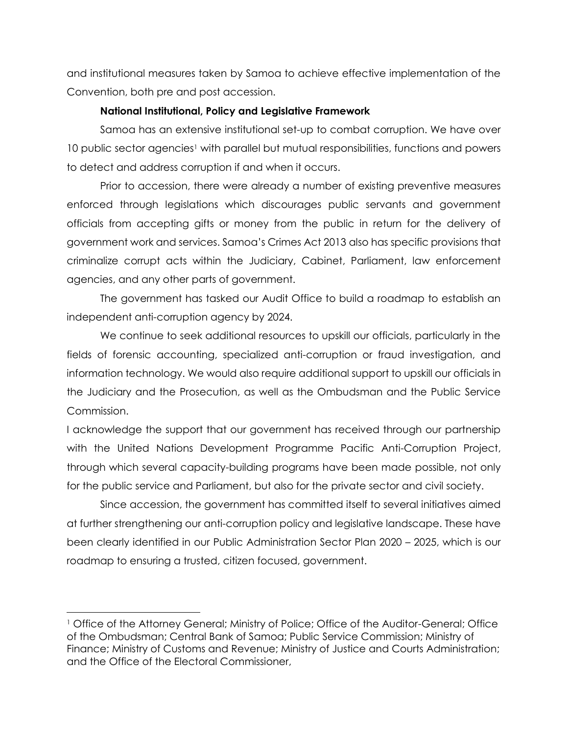and institutional measures taken by Samoa to achieve effective implementation of the Convention, both pre and post accession.

**National Institutional, Policy and Legislative Framework**

Samoa has an extensive institutional set-up to combat corruption. We have over 10 public sector agencies[1] with parallel but mutual responsibilities, functions and powers to detect and address corruption if and when it occurs.

Prior to accession, there were already a number of existing preventive measures enforced through legislations which discourages public servants and government officials from accepting gifts or money from the public in return for the delivery of government work and services. Samoa's Crimes Act 2013 also has specific provisions that criminalize corrupt acts within the Judiciary, Cabinet, Parliament, law enforcement agencies, and any other parts of government.

The government has tasked our Audit Office to build a roadmap to establish an independent anti-corruption agency by 2024.

We continue to seek additional resources to upskill our officials, particularly in the fields of forensic accounting, specialized anti-corruption or fraud investigation, and information technology. We would also require additional support to upskill our officials in the Judiciary and the Prosecution, as well as the Ombudsman and the Public Service Commission.

I acknowledge the support that our government has received through our partnership with the United Nations Development Programme Pacific Anti-Corruption Project, through which several capacity-building programs have been made possible, not only for the public service and Parliament, but also for the private sector and civil society.

Since accession, the government has committed itself to several initiatives aimed at further strengthening our anti-corruption policy and legislative landscape. These have been clearly identified in our Public Administration Sector Plan 2020 – 2025, which is our roadmap to ensuring a trusted, citizen focused, government.

---

[1] Office of the Attorney General; Ministry of Police; Office of the Auditor-General; Office of the Ombudsman; Central Bank of Samoa; Public Service Commission; Ministry of Finance; Ministry of Customs and Revenue; Ministry of Justice and Courts Administration; and the Office of the Electoral Commissioner,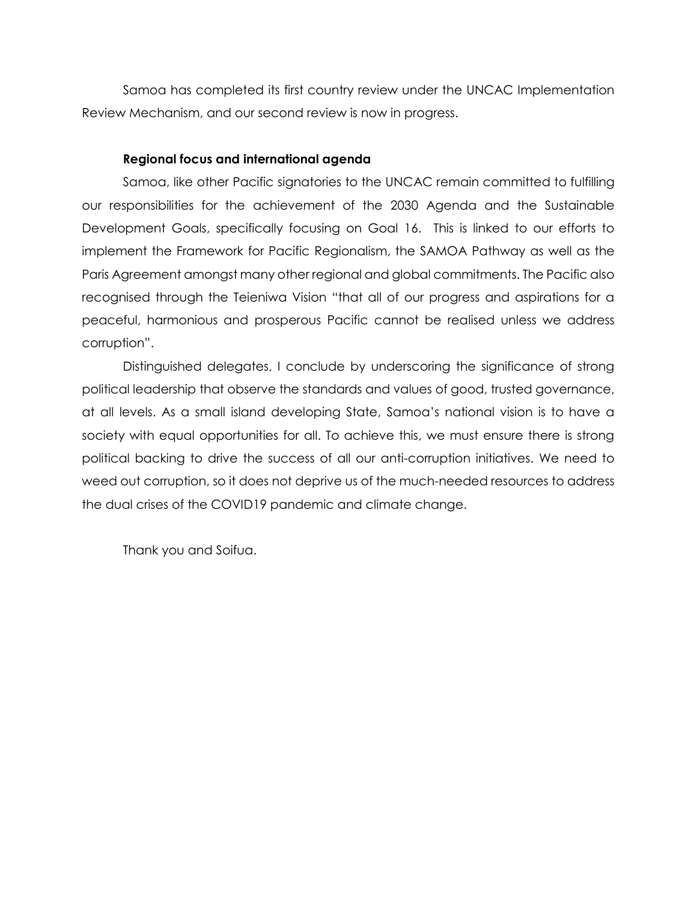Samoa has completed its first country review under the UNCAC Implementation Review Mechanism, and our second review is now in progress.

**Regional focus and international agenda**

Samoa, like other Pacific signatories to the UNCAC remain committed to fulfilling our responsibilities for the achievement of the 2030 Agenda and the Sustainable Development Goals, specifically focusing on Goal 16. This is linked to our efforts to implement the Framework for Pacific Regionalism, the SAMOA Pathway as well as the Paris Agreement amongst many other regional and global commitments. The Pacific also recognised through the Teieniwa Vision "that all of our progress and aspirations for a peaceful, harmonious and prosperous Pacific cannot be realised unless we address corruption".

Distinguished delegates, I conclude by underscoring the significance of strong political leadership that observe the standards and values of good, trusted governance, at all levels. As a small island developing State, Samoa's national vision is to have a society with equal opportunities for all. To achieve this, we must ensure there is strong political backing to drive the success of all our anti-corruption initiatives. We need to weed out corruption, so it does not deprive us of the much-needed resources to address the dual crises of the COVID19 pandemic and climate change.

Thank you and Soifua.